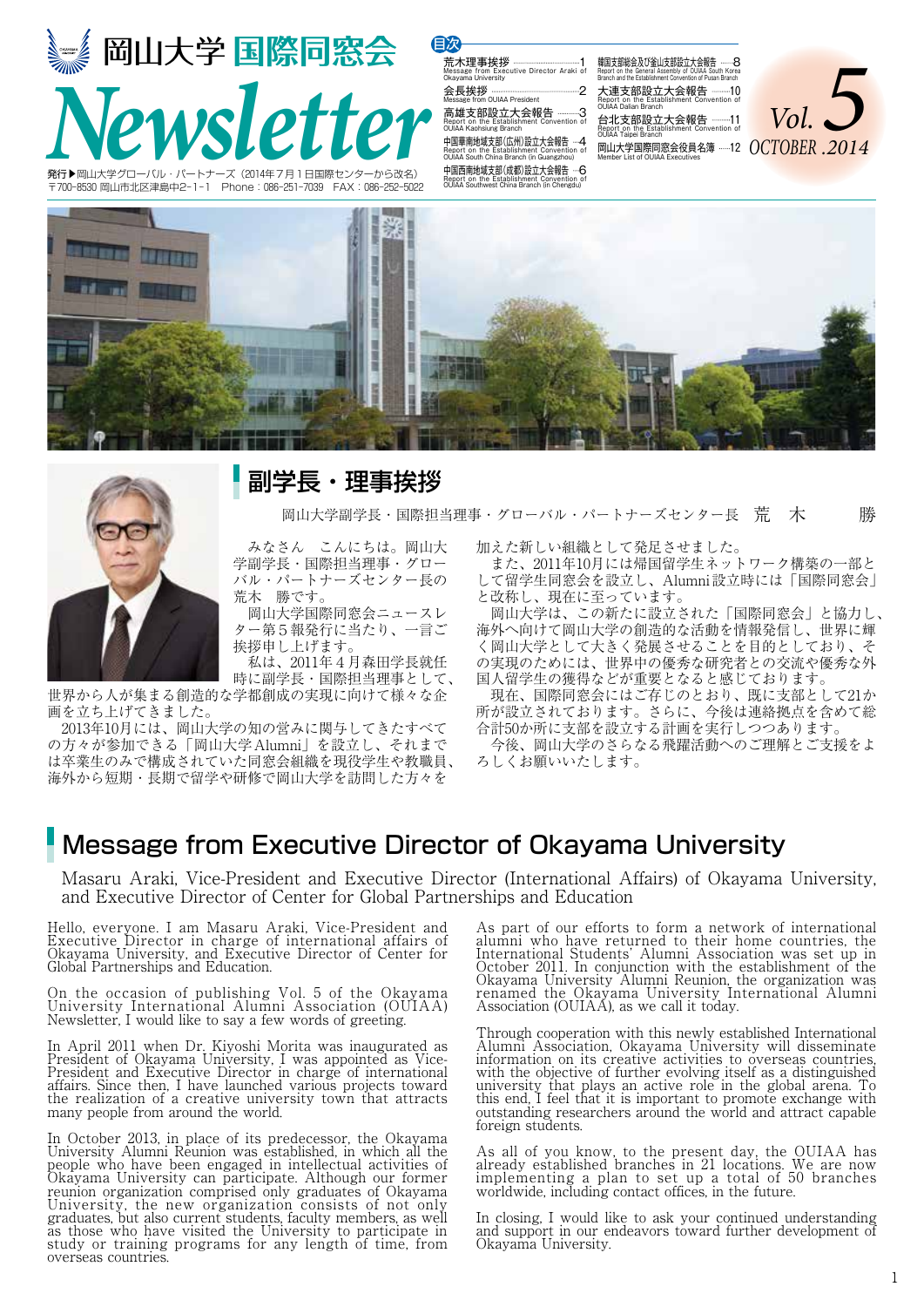# 岡山大学 国際同窓会 Newsletter

Vol. 5 OCTOBER .2014

発行▶岡山大学グローバル・パートナーズ（2014年7月1日国際センターから改名）
〒700-8530 岡山市北区津島中2-1-1　Phone：086-251-7039　FAX：086-252-5022

**目次**

- 荒木理事挨拶 Message from Executive Director Araki of Okayama University …… 1
- 会長挨拶 Message from OUIAA President …… 2
- 高雄支部設立大会報告 Report on the Establishment Convention of OUIAA Kaohsiung Branch …… 3
- 中国華南地域支部(広州)設立大会報告 Report on the Establishment Convention of OUIAA South China Branch (in Guangzhou) …… 4
- 中国西南地域支部(成都)設立大会報告 Report on the Establishment Convention of OUIAA Southwest China Branch (in Chengdu) …… 6
- 韓国支部総会及び釜山支部設立大会報告 Report on the General Assembly of OUIAA South Korea Branch and the Establishment Convention of Pusan Branch …… 8
- 大連支部設立大会報告 Report on the Establishment Convention of OUIAA Dalian Branch …… 10
- 台北支部設立大会報告 Report on the Establishment Convention of OUIAA Taipei Branch …… 11
- 岡山大学国際同窓会役員名簿 Member List of OUIAA Executives …… 12

## 副学長・理事挨拶

岡山大学副学長・国際担当理事・グローバル・パートナーズセンター長　荒　木　　勝

みなさん　こんにちは。岡山大学副学長・国際担当理事・グローバル・パートナーズセンター長の荒木　勝です。

岡山大学国際同窓会ニュースレター第５報発行に当たり、一言ご挨拶申し上げます。

私は、2011年４月森田学長就任時に副学長・国際担当理事として、世界から人が集まる創造的な学都創成の実現に向けて様々な企画を立ち上げてきました。

2013年10月には、岡山大学の知の営みに関与してきたすべての方々が参加できる「岡山大学Alumni」を設立し、それまでは卒業生のみで構成されていた同窓会組織を現役学生や教職員、海外から短期・長期で留学や研修で岡山大学を訪問した方々を加えた新しい組織として発足させました。

また、2011年10月には帰国留学生ネットワーク構築の一部として留学生同窓会を設立し、Alumni設立時には「国際同窓会」と改称し、現在に至っています。

岡山大学は、この新たに設立された「国際同窓会」と協力し、海外へ向けて岡山大学の創造的な活動を情報発信し、世界に輝く岡山大学として大きく発展させることを目的としており、その実現のためには、世界中の優秀な研究者との交流や優秀な外国人留学生の獲得などが重要となると感じております。

現在、国際同窓会にはご存じのとおり、既に支部として21か所が設立されております。さらに、今後は連絡拠点を含めて総合計50か所に支部を設立する計画を実行しつつあります。

今後、岡山大学のさらなる飛躍活動へのご理解とご支援をよろしくお願いいたします。

## Message from Executive Director of Okayama University

Masaru Araki, Vice-President and Executive Director (International Affairs) of Okayama University, and Executive Director of Center for Global Partnerships and Education

Hello, everyone. I am Masaru Araki, Vice-President and Executive Director in charge of international affairs of Okayama University, and Executive Director for Center for Global Partnerships and Education.

On the occasion of publishing Vol. 5 of the Okayama University International Alumni Association (OUIAA) Newsletter, I would like to say a few words of greeting.

In April 2011 when Dr. Kiyoshi Morita was inaugurated as President of Okayama University, I was appointed as Vice-President and Executive Director in charge of international affairs. Since then, I have launched various projects toward the realization of a creative university town that attracts many people from around the world.

In October 2013, in place of its predecessor, the Okayama University Alumni Reunion was established, in which all the people who have been engaged in intellectual activities of Okayama University can participate. Although our former reunion organization comprised only graduates of Okayama University, the new organization consists of not only graduates, but also current students, faculty members, as well as those who have visited the University to participate in study or training programs for any length of time, from overseas countries.

As part of our efforts to form a network of international alumni who have returned to their home countries, the International Students' Alumni Association was set up in October 2011. In conjunction with the establishment of the Okayama University Alumni Reunion, the organization was renamed the Okayama University International Alumni Association (OUIAA), as we call it today.

Through cooperation with this newly established International Alumni Association, Okayama University will disseminate information on its creative activities to overseas countries, with the objective of further evolving itself as a distinguished university that plays an active role in the global arena. To this end, I feel that it is important to promote exchange with outstanding researchers around the world and attract capable foreign students.

As all of you know, to the present day, the OUIAA has already established branches in 21 locations. We are now implementing a plan to set up a total of 50 branches worldwide, including contact offices, in the future.

In closing, I would like to ask your continued understanding and support in our endeavors toward further development of Okayama University.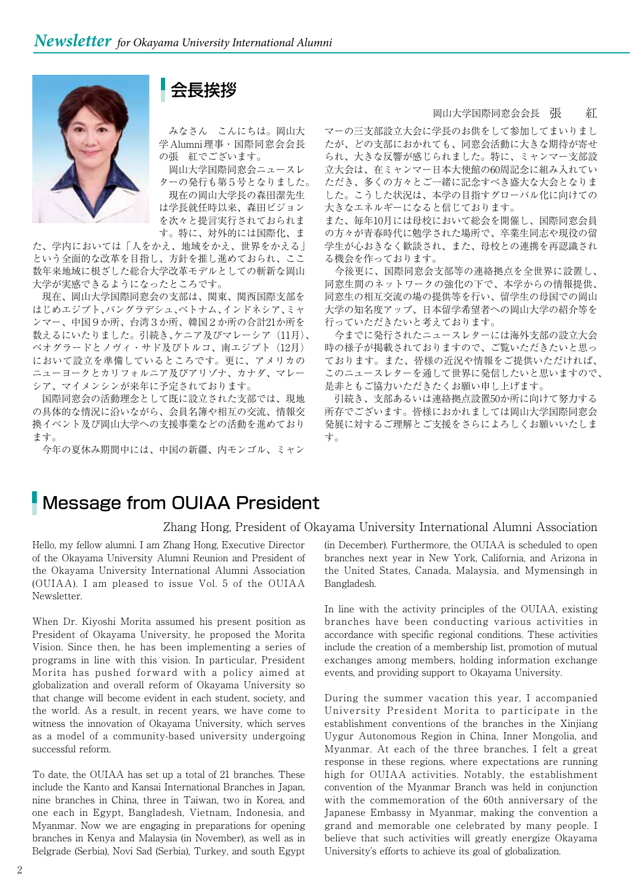## 会長挨拶

岡山大学国際同窓会会長　張　紅

みなさん　こんにちは。岡山大学Alumni理事・国際同窓会会長の張　紅でございます。

岡山大学国際同窓会ニュースレターの発行も第５号となりました。

現在の岡山大学長の森田潔先生は学長就任時以来、森田ビジョンを次々と提言実行されておられます。特に、対外的には国際化、また、学内においては「人をかえ、地域をかえ、世界をかえる」という全面的な改革を目指し、方針を推し進めておられ、ここ数年来地域に根ざした総合大学改革モデルとしての斬新な岡山大学が実感できるようになったところです。

現在、岡山大学国際同窓会の支部は、関東、関西国際支部をはじめエジプト､バングラデシュ､ベトナム､インドネシア､ミャンマー、中国９か所、台湾３か所、韓国２か所の合計21か所を数えるにいたりました。引続き､ケニア及びマレーシア（11月）、ベオグラードとノヴィ・サド及びトルコ、南エジプト（12月）において設立を準備しているところです。更に、アメリカのニューヨークとカリフォルニア及びアリゾナ、カナダ、マレーシア、マイメンシンが来年に予定されております。

国際同窓会の活動理念として既に設立された支部では、現地の具体的な情況に沿いながら、会員名簿や相互の交流、情報交換イベント及び岡山大学への支援事業などの活動を進めております。

今年の夏休み期間中には、中国の新疆、内モンゴル、ミャンマーの三支部設立大会に学長のお供をして参加してまいりましたが、どの支部におかれても、同窓会活動に大きな期待が寄せられ、大きな反響が感じられました。特に、ミャンマー支部設立大会は、在ミャンマー日本大使館の60周記念に組み入れていただき、多くの方々とご一緒に記念すべき盛大な大会となりました。こうした状況は、本学の目指すグローバル化に向けての大きなエネルギーになると信じております。

また、毎年10月には母校において総会を開催し、国際同窓会員の方々が青春時代に勉学された場所で、卒業生同志や現役の留学生が心おきなく歓談され、また、母校との連携を再認識される機会を作っております。

今後更に、国際同窓会支部等の連絡拠点を全世界に設置し、同窓生間のネットワークの強化の下で、本学からの情報提供、同窓生の相互交流の場の提供等を行い、留学生の母国での岡山大学の知名度アップ、日本留学希望者への岡山大学の紹介等を行っていただきたいと考えております。

今までに発行されたニュースレターには海外支部の設立大会時の様子が掲載されておりますので、ご覧いただきたいと思っております。また、皆様の近況や情報をご提供いただければ、このニュースレターを通して世界に発信したいと思いますので、是非ともご協力いただきたくお願い申し上げます。

引続き、支部あるいは連絡拠点設置50か所に向けて努力する所存でございます。皆様におかれましては岡山大学国際同窓会発展に対するご理解とご支援をさらによろしくお願いいたします。

## Message from OUIAA President

Zhang Hong, President of Okayama University International Alumni Association

Hello, my fellow alumni. I am Zhang Hong, Executive Director of the Okayama University Alumni Reunion and President of the Okayama University International Alumni Association (OUIAA). I am pleased to issue Vol. 5 of the OUIAA Newsletter.

When Dr. Kiyoshi Morita assumed his present position as President of Okayama University, he proposed the Morita Vision. Since then, he has been implementing a series of programs in line with this vision. In particular, President Morita has pushed forward with a policy aimed at globalization and overall reform of Okayama University so that change will become evident in each student, society, and the world. As a result, in recent years, we have come to witness the innovation of Okayama University, which serves as a model of a community-based university undergoing successful reform.

To date, the OUIAA has set up a total of 21 branches. These include the Kanto and Kansai International Branches in Japan, nine branches in China, three in Taiwan, two in Korea, and one each in Egypt, Bangladesh, Vietnam, Indonesia, and Myanmar. Now we are engaging in preparations for opening branches in Kenya and Malaysia (in November), as well as in Belgrade (Serbia), Novi Sad (Serbia), Turkey, and south Egypt (in December). Furthermore, the OUIAA is scheduled to open branches next year in New York, California, and Arizona in the United States, Canada, Malaysia, and Mymensingh in Bangladesh.

In line with the activity principles of the OUIAA, existing branches have been conducting various activities in accordance with specific regional conditions. These activities include the creation of a membership list, promotion of mutual exchanges among members, holding information exchange events, and providing support to Okayama University.

During the summer vacation this year, I accompanied University President Morita to participate in the establishment conventions of the branches in the Xinjiang Uygur Autonomous Region in China, Inner Mongolia, and Myanmar. At each of the three branches, I felt a great response in these regions, where expectations are running high for OUIAA activities. Notably, the establishment convention of the Myanmar Branch was held in conjunction with the commemoration of the 60th anniversary of the Japanese Embassy in Myanmar, making the convention a grand and memorable one celebrated by many people. I believe that such activities will greatly energize Okayama University's efforts to achieve its goal of globalization.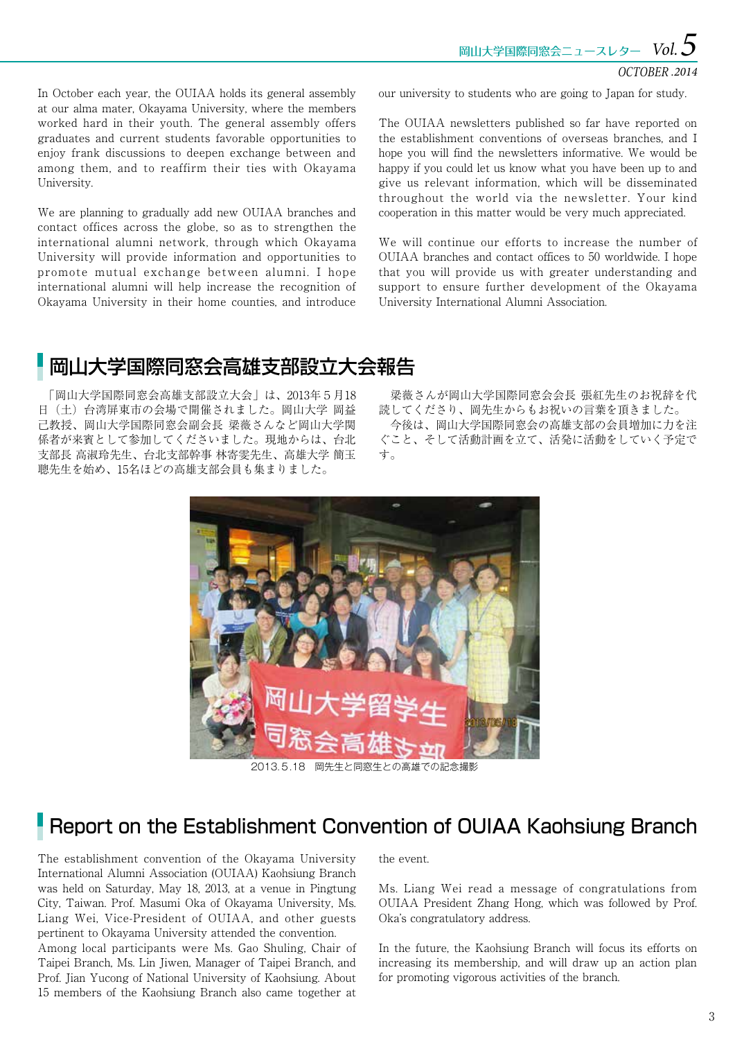In October each year, the OUIAA holds its general assembly at our alma mater, Okayama University, where the members worked hard in their youth. The general assembly offers graduates and current students favorable opportunities to enjoy frank discussions to deepen exchange between and among them, and to reaffirm their ties with Okayama University.

We are planning to gradually add new OUIAA branches and contact offices across the globe, so as to strengthen the international alumni network, through which Okayama University will provide information and opportunities to promote mutual exchange between alumni. I hope international alumni will help increase the recognition of Okayama University in their home counties, and introduce our university to students who are going to Japan for study.

The OUIAA newsletters published so far have reported on the establishment conventions of overseas branches, and I hope you will find the newsletters informative. We would be happy if you could let us know what you have been up to and give us relevant information, which will be disseminated throughout the world via the newsletter. Your kind cooperation in this matter would be very much appreciated.

We will continue our efforts to increase the number of OUIAA branches and contact offices to 50 worldwide. I hope that you will provide us with greater understanding and support to ensure further development of the Okayama University International Alumni Association.

## 岡山大学国際同窓会高雄支部設立大会報告

「岡山大学国際同窓会高雄支部設立大会」は、2013年５月18日（土）台湾屏東市の会場で開催されました。岡山大学 岡益己教授、岡山大学国際同窓会副会長 梁薇さんなど岡山大学関係者が来賓として参加してくださいました。現地からは、台北支部長 高淑玲先生、台北支部幹事 林寄雯先生、高雄大学 簡玉聰先生を始め、15名ほどの高雄支部会員も集まりました。

梁薇さんが岡山大学国際同窓会会長 張紅先生のお祝辞を代読してくださり、岡先生からもお祝いの言葉を頂きました。

今後は、岡山大学国際同窓会の高雄支部の会員増加に力を注ぐこと、そして活動計画を立て、活発に活動をしていく予定です。

2013.5.18　岡先生と同窓生との高雄での記念撮影

## Report on the Establishment Convention of OUIAA Kaohsiung Branch

The establishment convention of the Okayama University International Alumni Association (OUIAA) Kaohsiung Branch was held on Saturday, May 18, 2013, at a venue in Pingtung City, Taiwan. Prof. Masumi Oka of Okayama University, Ms. Liang Wei, Vice-President of OUIAA, and other guests pertinent to Okayama University attended the convention. Among local participants were Ms. Gao Shuling, Chair of Taipei Branch, Ms. Lin Jiwen, Manager of Taipei Branch, and Prof. Jian Yucong of National University of Kaohsiung. About 15 members of the Kaohsiung Branch also came together at the event.

Ms. Liang Wei read a message of congratulations from OUIAA President Zhang Hong, which was followed by Prof. Oka's congratulatory address.

In the future, the Kaohsiung Branch will focus its efforts on increasing its membership, and will draw up an action plan for promoting vigorous activities of the branch.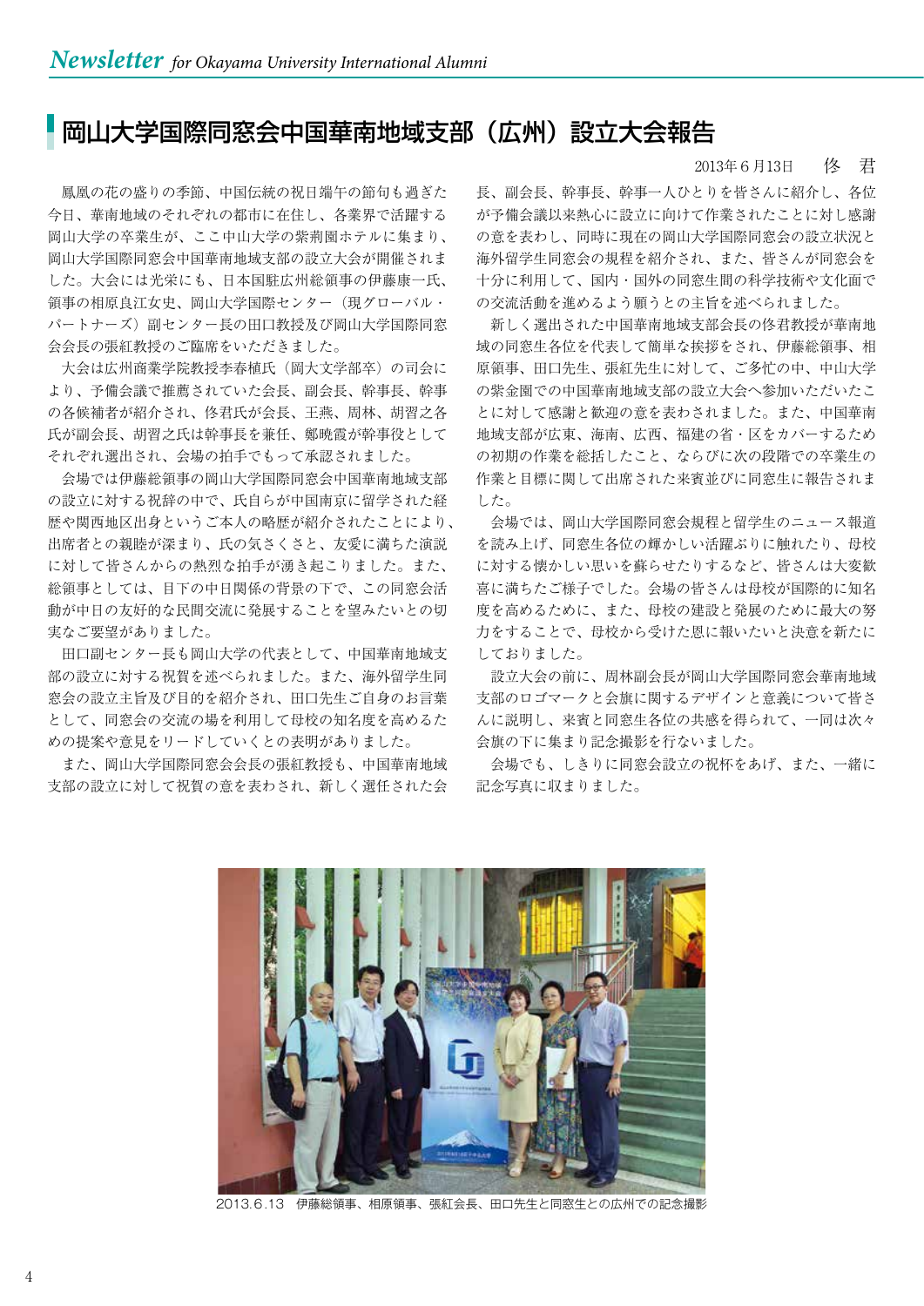## 岡山大学国際同窓会中国華南地域支部（広州）設立大会報告

2013年６月13日　佟　君

鳳凰の花の盛りの季節、中国伝統の祝日端午の節句も過ぎた今日、華南地域のそれぞれの都市に在住し、各業界で活躍する岡山大学の卒業生が、ここ中山大学の紫荊園ホテルに集まり、岡山大学国際同窓会中国華南地域支部の設立大会が開催されました。大会には光栄にも、日本国駐広州総領事の伊藤康一氏、領事の相原良江女史、岡山大学国際センター（現グローバル・パートナーズ）副センター長の田口教授及び岡山大学国際同窓会会長の張紅教授のご臨席をいただきました。

大会は広州商業学院教授李春植氏（岡大文学部卒）の司会により、予備会議で推薦されていた会長、副会長、幹事長、幹事の各候補者が紹介され、佟君氏が会長、王燕、周林、胡習之各氏が副会長、胡習之氏は幹事長を兼任、鄭暁霞が幹事役としてそれぞれ選出され、会場の拍手でもって承認されました。

会場では伊藤総領事の岡山大学国際同窓会中国華南地域支部の設立に対する祝辞の中で、氏自らが中国南京に留学された経歴や関西地区出身というご本人の略歴が紹介されたことにより、出席者との親睦が深まり、氏の気さくさと、友愛に満ちた演説に対して皆さんからの熱烈な拍手が湧き起こりました。また、総領事としては、目下の中日関係の背景の下で、この同窓会活動が中日の友好的な民間交流に発展することを望みたいとの切実なご要望がありました。

田口副センター長も岡山大学の代表として、中国華南地域支部の設立に対する祝賀を述べられました。また、海外留学生同窓会の設立主旨及び目的を紹介され、田口先生ご自身のお言葉として、同窓会の交流の場を利用して母校の知名度を高めるための提案や意見をリードしていくとの表明がありました。

また、岡山大学国際同窓会会長の張紅教授も、中国華南地域支部の設立に対して祝賀の意を表わされ、新しく選任された会長、副会長、幹事長、幹事一人ひとりを皆さんに紹介し、各位が予備会議以来熱心に設立に向けて作業されたことに対し感謝の意を表わし、同時に現在の岡山大学国際同窓会の設立状況と海外留学生同窓会の規程を紹介され、また、皆さんが同窓会を十分に利用して、国内・国外の同窓生間の科学技術や文化面での交流活動を進めるよう願うとの主旨を述べられました。

新しく選出された中国華南地域支部会長の佟君教授が華南地域の同窓生各位を代表して簡単な挨拶をされ、伊藤総領事、相原領事、田口先生、張紅先生に対して、ご多忙の中、中山大学の紫金園での中国華南地域支部の設立大会へ参加いただいたことに対して感謝と歓迎の意を表わされました。また、中国華南地域支部が広東、海南、広西、福建の省・区をカバーするための初期の作業を総括したこと、ならびに次の段階での卒業生の作業と目標に関して出席された来賓並びに同窓生に報告されました。

会場では、岡山大学国際同窓会規程と留学生のニュース報道を読み上げ、同窓生各位の輝かしい活躍ぶりに触れたり、母校に対する懐かしい思いを蘇らせたりするなど、皆さんは大変歓喜に満ちたご様子でした。会場の皆さんは母校が国際的に知名度を高めるために、また、母校の建設と発展のために最大の努力をすることで、母校から受けた恩に報いたいと決意を新たにしておりました。

設立大会の前に、周林副会長が岡山大学国際同窓会華南地域支部のロゴマークと会旗に関するデザインと意義について皆さんに説明し、来賓と同窓生各位の共感を得られて、一同は次々会旗の下に集まり記念撮影を行ないました。

会場でも、しきりに同窓会設立の祝杯をあげ、また、一緒に記念写真に収まりました。

2013.6.13　伊藤総領事、相原領事、張紅会長、田口先生と同窓生との広州での記念撮影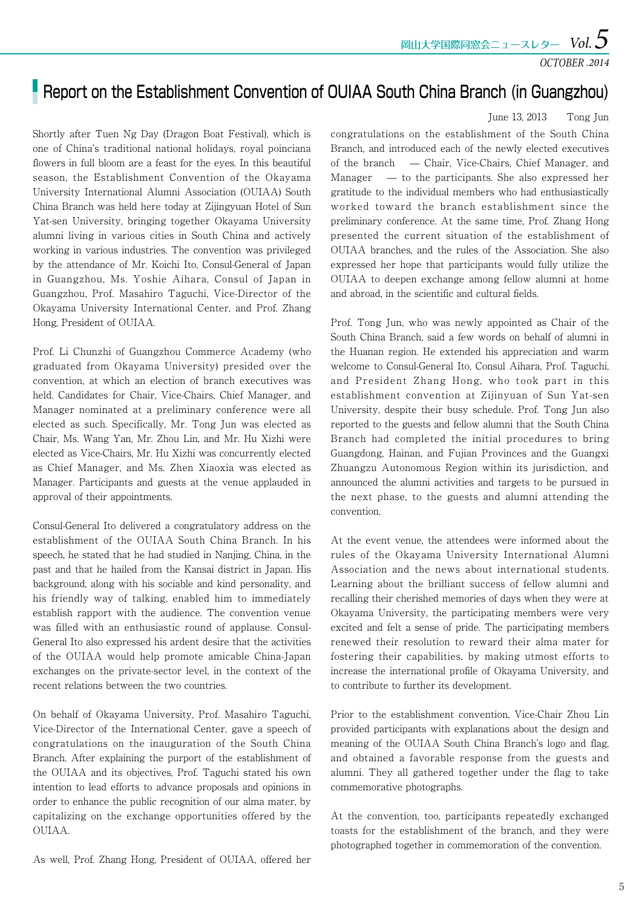# Report on the Establishment Convention of OUIAA South China Branch (in Guangzhou)

June 13, 2013　Tong Jun

Shortly after Tuen Ng Day (Dragon Boat Festival), which is one of China's traditional national holidays, royal poinciana flowers in full bloom are a feast for the eyes. In this beautiful season, the Establishment Convention of the Okayama University International Alumni Association (OUIAA) South China Branch was held here today at Zijingyuan Hotel of Sun Yat-sen University, bringing together Okayama University alumni living in various cities in South China and actively working in various industries. The convention was privileged by the attendance of Mr. Koichi Ito, Consul-General of Japan in Guangzhou, Ms. Yoshie Aihara, Consul of Japan in Guangzhou, Prof. Masahiro Taguchi, Vice-Director of the Okayama University International Center, and Prof. Zhang Hong, President of OUIAA.

Prof. Li Chunzhi of Guangzhou Commerce Academy (who graduated from Okayama University) presided over the convention, at which an election of branch executives was held. Candidates for Chair, Vice-Chairs, Chief Manager, and Manager nominated at a preliminary conference were all elected as such. Specifically, Mr. Tong Jun was elected as Chair, Ms. Wang Yan, Mr. Zhou Lin, and Mr. Hu Xizhi were elected as Vice-Chairs, Mr. Hu Xizhi was concurrently elected as Chief Manager, and Ms. Zhen Xiaoxia was elected as Manager. Participants and guests at the venue applauded in approval of their appointments.

Consul-General Ito delivered a congratulatory address on the establishment of the OUIAA South China Branch. In his speech, he stated that he had studied in Nanjing, China, in the past and that he hailed from the Kansai district in Japan. His background, along with his sociable and kind personality, and his friendly way of talking, enabled him to immediately establish rapport with the audience. The convention venue was filled with an enthusiastic round of applause. Consul-General Ito also expressed his ardent desire that the activities of the OUIAA would help promote amicable China-Japan exchanges on the private-sector level, in the context of the recent relations between the two countries.

On behalf of Okayama University, Prof. Masahiro Taguchi, Vice-Director of the International Center, gave a speech of congratulations on the inauguration of the South China Branch. After explaining the purport of the establishment of the OUIAA and its objectives, Prof. Taguchi stated his own intention to lead efforts to advance proposals and opinions in order to enhance the public recognition of our alma mater, by capitalizing on the exchange opportunities offered by the OUIAA.

As well, Prof. Zhang Hong, President of OUIAA, offered her congratulations on the establishment of the South China Branch, and introduced each of the newly elected executives of the branch — Chair, Vice-Chairs, Chief Manager, and Manager — to the participants. She also expressed her gratitude to the individual members who had enthusiastically worked toward the branch establishment since the preliminary conference. At the same time, Prof. Zhang Hong presented the current situation of the establishment of OUIAA branches, and the rules of the Association. She also expressed her hope that participants would fully utilize the OUIAA to deepen exchange among fellow alumni at home and abroad, in the scientific and cultural fields.

Prof. Tong Jun, who was newly appointed as Chair of the South China Branch, said a few words on behalf of alumni in the Huanan region. He extended his appreciation and warm welcome to Consul-General Ito, Consul Aihara, Prof. Taguchi, and President Zhang Hong, who took part in this establishment convention at Zijinyuan of Sun Yat-sen University, despite their busy schedule. Prof. Tong Jun also reported to the guests and fellow alumni that the South China Branch had completed the initial procedures to bring Guangdong, Hainan, and Fujian Provinces and the Guangxi Zhuangzu Autonomous Region within its jurisdiction, and announced the alumni activities and targets to be pursued in the next phase, to the guests and alumni attending the convention.

At the event venue, the attendees were informed about the rules of the Okayama University International Alumni Association and the news about international students. Learning about the brilliant success of fellow alumni and recalling their cherished memories of days when they were at Okayama University, the participating members were very excited and felt a sense of pride. The participating members renewed their resolution to reward their alma mater for fostering their capabilities, by making utmost efforts to increase the international profile of Okayama University, and to contribute to further its development.

Prior to the establishment convention, Vice-Chair Zhou Lin provided participants with explanations about the design and meaning of the OUIAA South China Branch's logo and flag, and obtained a favorable response from the guests and alumni. They all gathered together under the flag to take commemorative photographs.

At the convention, too, participants repeatedly exchanged toasts for the establishment of the branch, and they were photographed together in commemoration of the convention.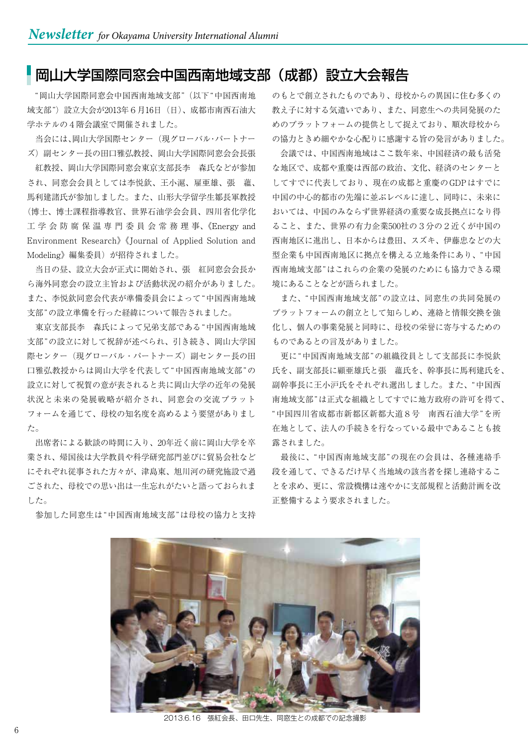## 岡山大学国際同窓会中国西南地域支部（成都）設立大会報告

"岡山大学国際同窓会中国西南地域支部"（以下"中国西南地域支部"）設立大会が2013年6月16日（日）、成都市南西石油大学ホテルの4階会議室で開催されました。

当会には、岡山大学国際センター（現グローバル・パートナーズ）副センター長の田口雅弘教授、岡山大学国際同窓会会長張　紅教授、岡山大学国際同窓会東京支部長李　森氏などが参加され、同窓会会員としては李悦欽、王小滬、屝亜雄、張　蘊、馬利建諸氏が参加しました。また、山形大学留学生鄒長軍教授（博士、博士課程指導教官、世界石油学会会員、四川省化学化工学会防腐保温専門委員会常務理事、《Energy and Environment Research》《Journal of Applied Solution and Modeling》編集委員）が招待されました。

当日の昼、設立大会が正式に開始され、張　紅同窓会会長から海外同窓会の設立主旨および活動状況の紹介がありました。また、李悦欽同窓会代表が準備委員会によって"中国西南地域支部"の設立準備を行った経緯について報告されました。

東京支部長李　森氏によって兄弟支部である"中国西南地域支部"の設立に対して祝辞が述べられ、引き続き、岡山大学国際センター（現グローバル・パートナーズ）副センター長の田口雅弘教授からは岡山大学を代表して"中国西南地域支部"の設立に対して祝賀の意が表されると共に岡山大学の近年の発展状況と未来の発展戦略が紹介され、同窓会の交流プラットフォームを通じて、母校の知名度を高めるよう要望がありました。

出席者による歓談の時間に入り、20年近く前に岡山大学を卒業され、帰国後は大学教員や科学研究部門並びに貿易会社などにそれぞれ従事された方々が、津島東、旭川河の研究施設で過ごされた、母校での思い出は一生忘れがたいと語っておられました。

参加した同窓生は"中国西南地域支部"は母校の協力と支持のもとで創立されたものであり、母校からの異国に住む多くの教え子に対する気遣いであり、また、同窓生への共同発展のためのプラットフォームの提供として捉えており、順次母校からの協力ときめ細やかな心配りに感謝する旨の発言がありました。

会議では、中国西南地域はここ数年来、中国経済の最も活発な地区で、成都や重慶は西部の政治、文化、経済のセンターとしてすでに代表しており、現在の成都と重慶のGDPはすでに中国の中心的都市の先端に並ぶレベルに達し、同時に、未来においては、中国のみならず世界経済の重要な成長拠点になり得ること、また、世界の有力企業500社の3分の2近くが中国の西南地区に進出し、日本からは豊田、スズキ、伊藤忠などの大型企業も中国西南地区に拠点を構える立地条件にあり、"中国西南地域支部"はこれらの企業の発展のためにも協力できる環境にあることなどが語られました。

また、"中国西南地域支部"の設立は、同窓生の共同発展のプラットフォームの創立として知らしめ、連絡と情報交換を強化し、個人の事業発展と同時に、母校の栄誉に寄与するためのものであるとの言及がありました。

更に"中国西南地域支部"の組織役員として支部長に李悦欽氏を、副支部長に顧亜雄氏と張　蘊氏を、幹事長に馬利建氏を、副幹事長に王小沪氏をそれぞれ選出しました。また、"中国西南地域支部"は正式な組織としてすでに地方政府の許可を得て、"中国四川省成都市新都区新都大道8号　南西石油大学"を所在地として、法人の手続きを行なっている最中であることも披露されました。

最後に、"中国西南地域支部"の現在の会員は、各種連絡手段を通して、できるだけ早く当地域の該当者を探し連絡することを求め、更に、常設機構は速やかに支部規程と活動計画を改正整備するよう要求されました。

2013.6.16　張紅会長、田口先生、同窓生との成都での記念撮影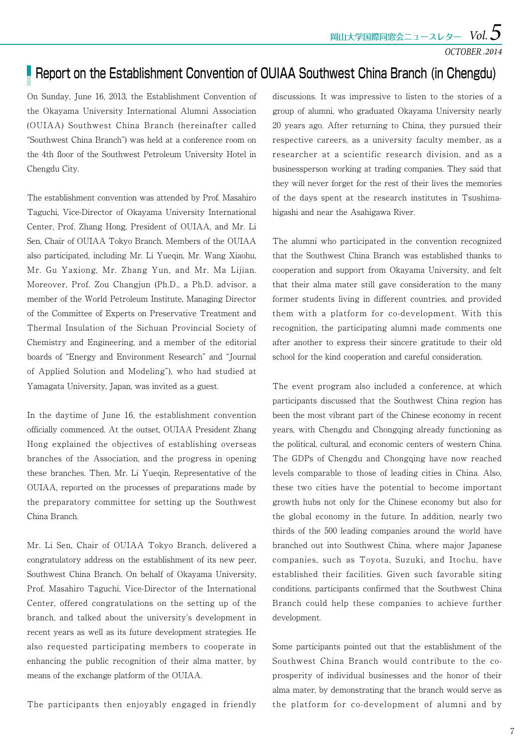## Report on the Establishment Convention of OUIAA Southwest China Branch (in Chengdu)

On Sunday, June 16, 2013, the Establishment Convention of the Okayama University International Alumni Association (OUIAA) Southwest China Branch (hereinafter called "Southwest China Branch") was held at a conference room on the 4th floor of the Southwest Petroleum University Hotel in Chengdu City.

The establishment convention was attended by Prof. Masahiro Taguchi, Vice-Director of Okayama University International Center, Prof. Zhang Hong, President of OUIAA, and Mr. Li Sen, Chair of OUIAA Tokyo Branch. Members of the OUIAA also participated, including Mr. Li Yueqin, Mr. Wang Xiaohu, Mr. Gu Yaxiong, Mr. Zhang Yun, and Mr. Ma Lijian. Moreover, Prof. Zou Changjun (Ph.D., a Ph.D. advisor, a member of the World Petroleum Institute, Managing Director of the Committee of Experts on Preservative Treatment and Thermal Insulation of the Sichuan Provincial Society of Chemistry and Engineering, and a member of the editorial boards of "Energy and Environment Research" and "Journal of Applied Solution and Modeling"), who had studied at Yamagata University, Japan, was invited as a guest.

In the daytime of June 16, the establishment convention officially commenced. At the outset, OUIAA President Zhang Hong explained the objectives of establishing overseas branches of the Association, and the progress in opening these branches. Then, Mr. Li Yueqin, Representative of the OUIAA, reported on the processes of preparations made by the preparatory committee for setting up the Southwest China Branch.

Mr. Li Sen, Chair of OUIAA Tokyo Branch, delivered a congratulatory address on the establishment of its new peer, Southwest China Branch. On behalf of Okayama University, Prof. Masahiro Taguchi, Vice-Director of the International Center, offered congratulations on the setting up of the branch, and talked about the university's development in recent years as well as its future development strategies. He also requested participating members to cooperate in enhancing the public recognition of their alma matter, by means of the exchange platform of the OUIAA.

The participants then enjoyably engaged in friendly discussions. It was impressive to listen to the stories of a group of alumni, who graduated Okayama University nearly 20 years ago. After returning to China, they pursued their respective careers, as a university faculty member, as a researcher at a scientific research division, and as a businessperson working at trading companies. They said that they will never forget for the rest of their lives the memories of the days spent at the research institutes in Tsushima-higashi and near the Asahigawa River.

The alumni who participated in the convention recognized that the Southwest China Branch was established thanks to cooperation and support from Okayama University, and felt that their alma mater still gave consideration to the many former students living in different countries, and provided them with a platform for co-development. With this recognition, the participating alumni made comments one after another to express their sincere gratitude to their old school for the kind cooperation and careful consideration.

The event program also included a conference, at which participants discussed that the Southwest China region has been the most vibrant part of the Chinese economy in recent years, with Chengdu and Chongqing already functioning as the political, cultural, and economic centers of western China. The GDPs of Chengdu and Chongqing have now reached levels comparable to those of leading cities in China. Also, these two cities have the potential to become important growth hubs not only for the Chinese economy but also for the global economy in the future. In addition, nearly two thirds of the 500 leading companies around the world have branched out into Southwest China, where major Japanese companies, such as Toyota, Suzuki, and Itochu, have established their facilities. Given such favorable siting conditions, participants confirmed that the Southwest China Branch could help these companies to achieve further development.

Some participants pointed out that the establishment of the Southwest China Branch would contribute to the co-prosperity of individual businesses and the honor of their alma mater, by demonstrating that the branch would serve as the platform for co-development of alumni and by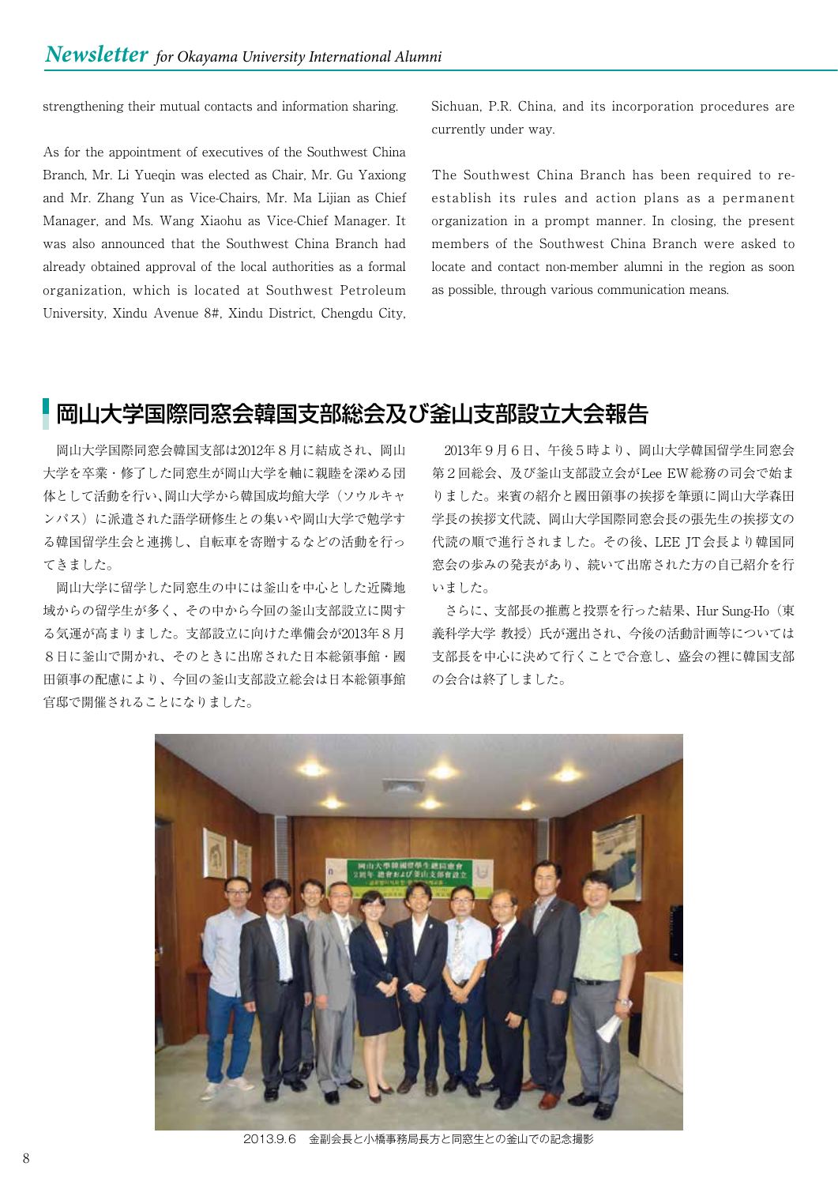strengthening their mutual contacts and information sharing.

As for the appointment of executives of the Southwest China Branch, Mr. Li Yueqin was elected as Chair, Mr. Gu Yaxiong and Mr. Zhang Yun as Vice-Chairs, Mr. Ma Lijian as Chief Manager, and Ms. Wang Xiaohu as Vice-Chief Manager. It was also announced that the Southwest China Branch had already obtained approval of the local authorities as a formal organization, which is located at Southwest Petroleum University, Xindu Avenue 8#, Xindu District, Chengdu City, Sichuan, P.R. China, and its incorporation procedures are currently under way.

The Southwest China Branch has been required to re-establish its rules and action plans as a permanent organization in a prompt manner. In closing, the present members of the Southwest China Branch were asked to locate and contact non-member alumni in the region as soon as possible, through various communication means.

## 岡山大学国際同窓会韓国支部総会及び釜山支部設立大会報告

岡山大学国際同窓会韓国支部は2012年８月に結成され、岡山大学を卒業・修了した同窓生が岡山大学を軸に親睦を深める団体として活動を行い、岡山大学から韓国成均館大学（ソウルキャンパス）に派遣された語学研修生との集いや岡山大学で勉学する韓国留学生会と連携し、自転車を寄贈するなどの活動を行ってきました。

岡山大学に留学した同窓生の中には釜山を中心とした近隣地域からの留学生が多く、その中から今回の釜山支部設立に関する気運が高まりました。支部設立に向けた準備会が2013年８月８日に釜山で開かれ、そのときに出席された日本総領事館・國田領事の配慮により、今回の釜山支部設立総会は日本総領事館官邸で開催されることになりました。

2013年９月６日、午後５時より、岡山大学韓国留学生同窓会第２回総会、及び釜山支部設立会がLee EW総務の司会で始まりました。来賓の紹介と國田領事の挨拶を筆頭に岡山大学森田学長の挨拶文代読、岡山大学国際同窓会長の張先生の挨拶文の代読の順で進行されました。その後、LEE JT会長より韓国同窓会の歩みの発表があり、続いて出席された方の自己紹介を行いました。

さらに、支部長の推薦と投票を行った結果、Hur Sung-Ho（東義科学大学 教授）氏が選出され、今後の活動計画等については支部長を中心に決めて行くことで合意し、盛会の裡に韓国支部の会合は終了しました。

2013.9.6　金副会長と小橋事務局長方と同窓生との釜山での記念撮影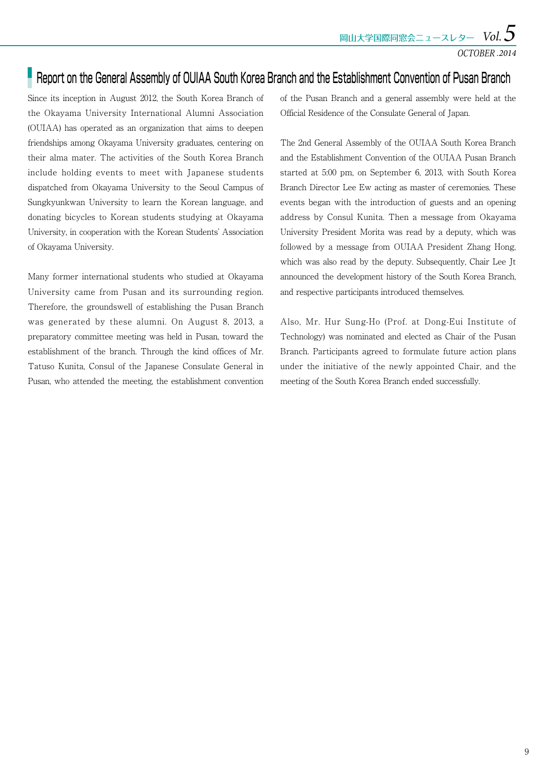# Report on the General Assembly of OUIAA South Korea Branch and the Establishment Convention of Pusan Branch

Since its inception in August 2012, the South Korea Branch of the Okayama University International Alumni Association (OUIAA) has operated as an organization that aims to deepen friendships among Okayama University graduates, centering on their alma mater. The activities of the South Korea Branch include holding events to meet with Japanese students dispatched from Okayama University to the Seoul Campus of Sungkyunkwan University to learn the Korean language, and donating bicycles to Korean students studying at Okayama University, in cooperation with the Korean Students' Association of Okayama University.

Many former international students who studied at Okayama University came from Pusan and its surrounding region. Therefore, the groundswell of establishing the Pusan Branch was generated by these alumni. On August 8, 2013, a preparatory committee meeting was held in Pusan, toward the establishment of the branch. Through the kind offices of Mr. Tatuso Kunita, Consul of the Japanese Consulate General in Pusan, who attended the meeting, the establishment convention of the Pusan Branch and a general assembly were held at the Official Residence of the Consulate General of Japan.

The 2nd General Assembly of the OUIAA South Korea Branch and the Establishment Convention of the OUIAA Pusan Branch started at 5:00 pm, on September 6, 2013, with South Korea Branch Director Lee Ew acting as master of ceremonies. These events began with the introduction of guests and an opening address by Consul Kunita. Then a message from Okayama University President Morita was read by a deputy, which was followed by a message from OUIAA President Zhang Hong, which was also read by the deputy. Subsequently, Chair Lee Jt announced the development history of the South Korea Branch, and respective participants introduced themselves.

Also, Mr. Hur Sung-Ho (Prof. at Dong-Eui Institute of Technology) was nominated and elected as Chair of the Pusan Branch. Participants agreed to formulate future action plans under the initiative of the newly appointed Chair, and the meeting of the South Korea Branch ended successfully.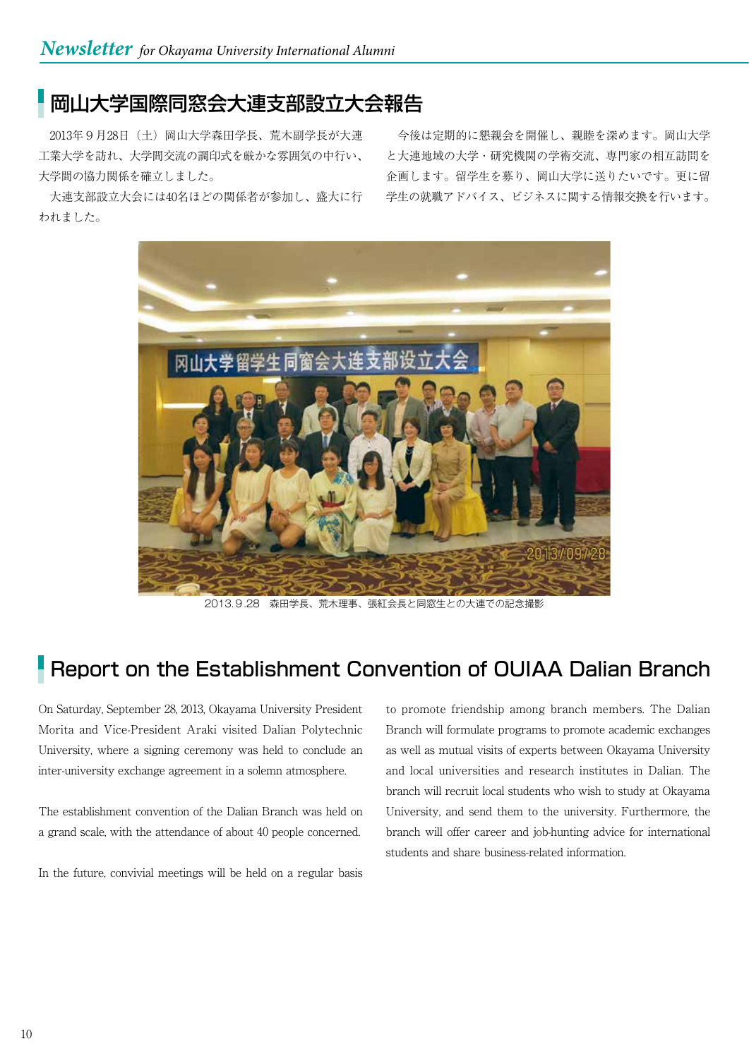## 岡山大学国際同窓会大連支部設立大会報告

2013年９月28日（土）岡山大学森田学長、荒木副学長が大連工業大学を訪れ、大学間交流の調印式を厳かな雰囲気の中行い、大学間の協力関係を確立しました。

大連支部設立大会には40名ほどの関係者が参加し、盛大に行われました。

今後は定期的に懇親会を開催し、親睦を深めます。岡山大学と大連地域の大学・研究機関の学術交流、専門家の相互訪問を企画します。留学生を募り、岡山大学に送りたいです。更に留学生の就職アドバイス、ビジネスに関する情報交換を行います。

2013.９.28　森田学長、荒木理事、張紅会長と同窓生との大連での記念撮影

## Report on the Establishment Convention of OUIAA Dalian Branch

On Saturday, September 28, 2013, Okayama University President Morita and Vice-President Araki visited Dalian Polytechnic University, where a signing ceremony was held to conclude an inter-university exchange agreement in a solemn atmosphere.

The establishment convention of the Dalian Branch was held on a grand scale, with the attendance of about 40 people concerned.

In the future, convivial meetings will be held on a regular basis to promote friendship among branch members. The Dalian Branch will formulate programs to promote academic exchanges as well as mutual visits of experts between Okayama University and local universities and research institutes in Dalian. The branch will recruit local students who wish to study at Okayama University, and send them to the university. Furthermore, the branch will offer career and job-hunting advice for international students and share business-related information.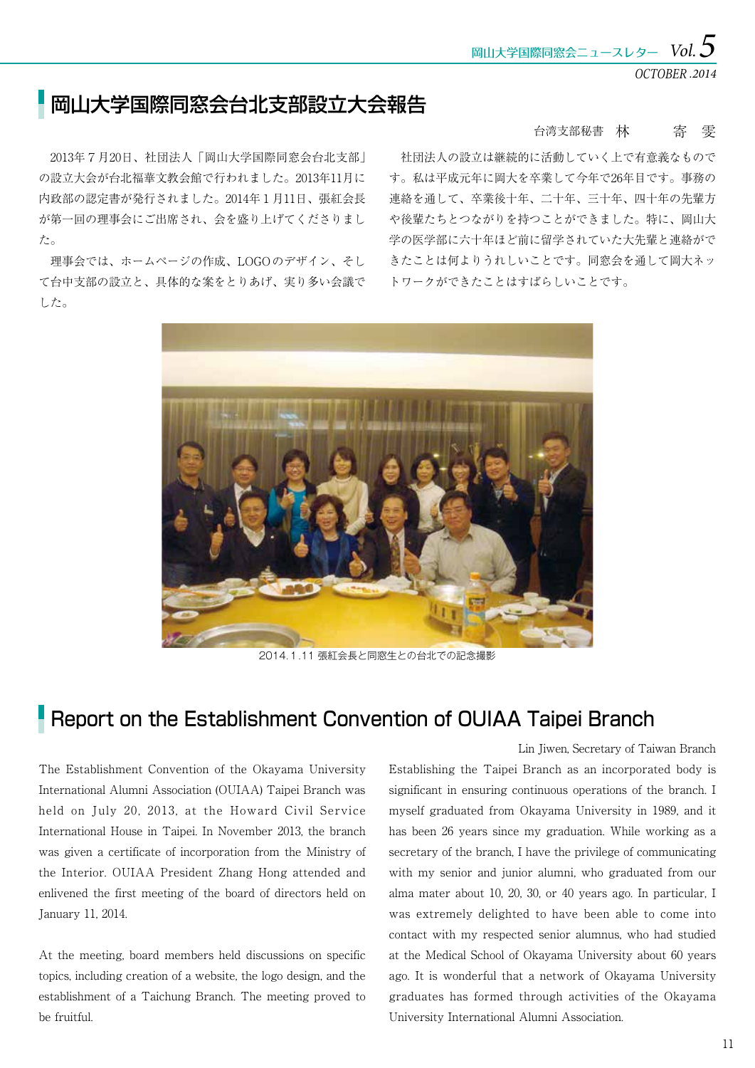# 岡山大学国際同窓会台北支部設立大会報告

台湾支部秘書　林　　寄　雯

2013年７月20日、社団法人「岡山大学国際同窓会台北支部」の設立大会が台北福華文教会館で行われました。2013年11月に内政部の認定書が発行されました。2014年１月11日、張紅会長が第一回の理事会にご出席され、会を盛り上げてくださりました。

理事会では、ホームページの作成、LOGOのデザイン、そして台中支部の設立と、具体的な案をとりあげ、実り多い会議でした。

社団法人の設立は継続的に活動していく上で有意義なものです。私は平成元年に岡大を卒業して今年で26年目です。事務の連絡を通して、卒業後十年、二十年、三十年、四十年の先輩方や後輩たちとつながりを持つことができました。特に、岡山大学の医学部に六十年ほど前に留学されていた大先輩と連絡ができたことは何よりうれしいことです。同窓会を通して岡大ネットワークができたことはすばらしいことです。

2014.1.11 張紅会長と同窓生との台北での記念撮影

# Report on the Establishment Convention of OUIAA Taipei Branch

Lin Jiwen, Secretary of Taiwan Branch

The Establishment Convention of the Okayama University International Alumni Association (OUIAA) Taipei Branch was held on July 20, 2013, at the Howard Civil Service International House in Taipei. In November 2013, the branch was given a certificate of incorporation from the Ministry of the Interior. OUIAA President Zhang Hong attended and enlivened the first meeting of the board of directors held on January 11, 2014.

At the meeting, board members held discussions on specific topics, including creation of a website, the logo design, and the establishment of a Taichung Branch. The meeting proved to be fruitful.

Establishing the Taipei Branch as an incorporated body is significant in ensuring continuous operations of the branch. I myself graduated from Okayama University in 1989, and it has been 26 years since my graduation. While working as a secretary of the branch, I have the privilege of communicating with my senior and junior alumni, who graduated from our alma mater about 10, 20, 30, or 40 years ago. In particular, I was extremely delighted to have been able to come into contact with my respected senior alumnus, who had studied at the Medical School of Okayama University about 60 years ago. It is wonderful that a network of Okayama University graduates has formed through activities of the Okayama University International Alumni Association.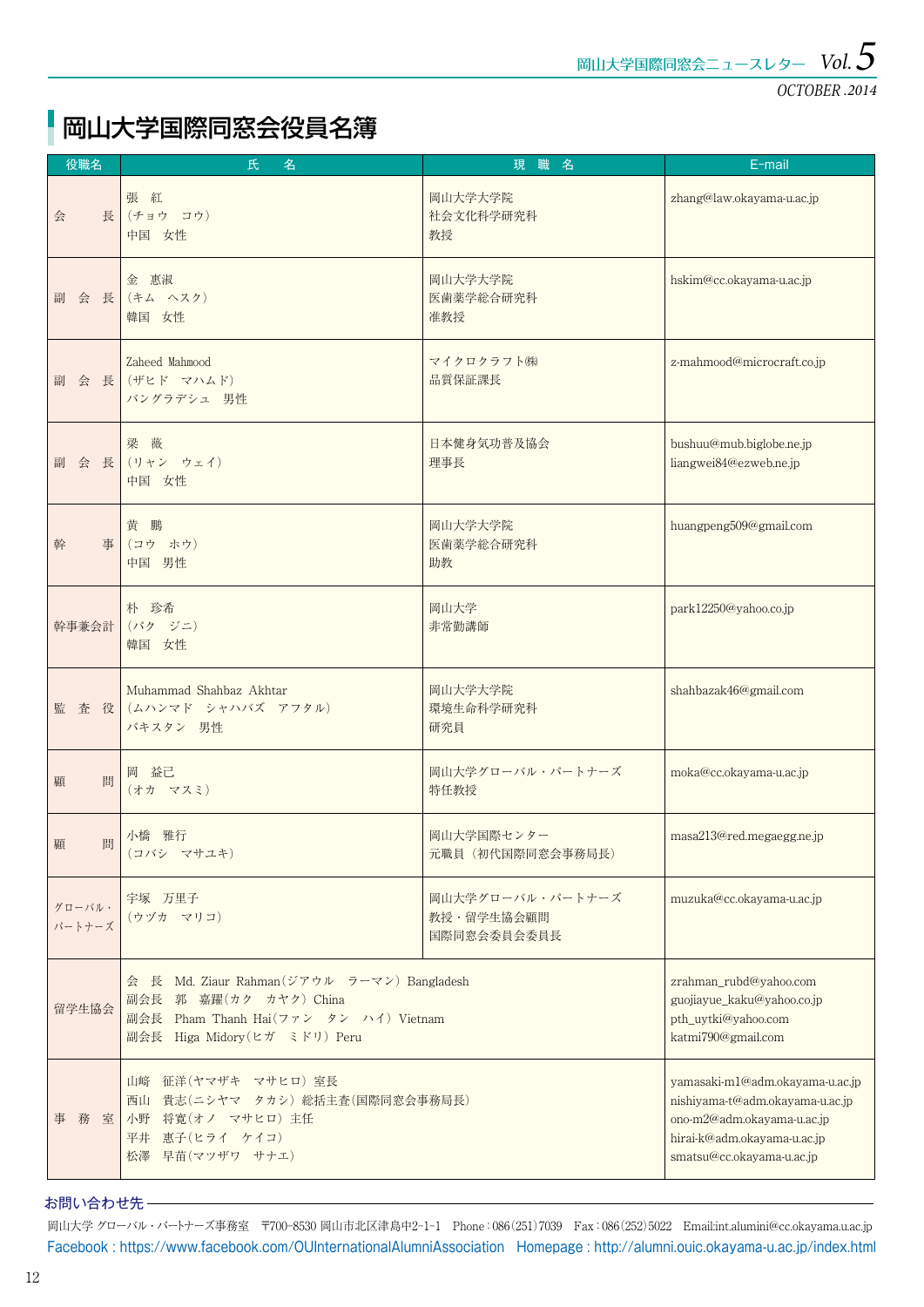# 岡山大学国際同窓会役員名簿

| 役職名 | 氏　　名 | 現　職　名 | E-mail |
|---|---|---|---|
| 会　　長 | 張　紅<br>（チョウ　コウ）<br>中国　女性 | 岡山大学大学院<br>社会文化科学研究科<br>教授 | zhang@law.okayama-u.ac.jp |
| 副　会　長 | 金　惠淑<br>（キム　ヘスク）<br>韓国　女性 | 岡山大学大学院<br>医歯薬学総合研究科<br>准教授 | hskim@cc.okayama-u.ac.jp |
| 副　会　長 | Zaheed Mahmood<br>（ザヒド　マハムド）<br>バングラデシュ　男性 | マイクロクラフト㈱<br>品質保証課長 | z-mahmood@microcraft.co.jp |
| 副　会　長 | 梁　薇<br>（リャン　ウェイ）<br>中国　女性 | 日本健身気功普及協会<br>理事長 | bushuu@mub.biglobe.ne.jp<br>liangwei84@ezweb.ne.jp |
| 幹　　事 | 黄　鵬<br>（コウ　ホウ）<br>中国　男性 | 岡山大学大学院<br>医歯薬学総合研究科<br>助教 | huangpeng509@gmail.com |
| 幹事兼会計 | 朴　珍希<br>（パク　ジニ）<br>韓国　女性 | 岡山大学<br>非常勤講師 | park12250@yahoo.co.jp |
| 監　査　役 | Muhammad Shahbaz Akhtar<br>（ムハンマド　シャハバズ　アフタル）<br>パキスタン　男性 | 岡山大学大学院<br>環境生命科学研究科<br>研究員 | shahbazak46@gmail.com |
| 顧　　問 | 岡　益已<br>（オカ　マスミ） | 岡山大学グローバル・パートナーズ<br>特任教授 | moka@cc.okayama-u.ac.jp |
| 顧　　問 | 小橋　雅行<br>（コバシ　マサユキ） | 岡山大学国際センター<br>元職員（初代国際同窓会事務局長） | masa213@red.megaegg.ne.jp |
| グローバル・パートナーズ | 宇塚　万里子<br>（ウヅカ　マリコ） | 岡山大学グローバル・パートナーズ<br>教授・留学生協会顧問<br>国際同窓会委員会委員長 | muzuka@cc.okayama-u.ac.jp |
| 留学生協会 | 会　長　Md. Ziaur Rahman（ジアウル　ラーマン）Bangladesh<br>副会長　郭　嘉耀（カク　カヤク）China<br>副会長　Pham Thanh Hai（ファン　タン　ハイ）Vietnam<br>副会長　Higa Midory（ヒガ　ミドリ）Peru | | zrahman_rubd@yahoo.com<br>guojiayue_kaku@yahoo.co.jp<br>pth_uytki@yahoo.com<br>katmi790@gmail.com |
| 事　務　室 | 山﨑　征洋（ヤマザキ　マサヒロ）室長<br>西山　貴志（ニシヤマ　タカシ）総括主査（国際同窓会事務局長）<br>小野　将寛（オノ　マサヒロ）主任<br>平井　恵子（ヒライ　ケイコ）<br>松澤　早苗（マツザワ　サナエ） | | yamasaki-m1@adm.okayama-u.ac.jp<br>nishiyama-t@adm.okayama-u.ac.jp<br>ono-m2@adm.okayama-u.ac.jp<br>hirai-k@adm.okayama-u.ac.jp<br>smatsu@cc.okayama-u.ac.jp |

**お問い合わせ先**

岡山大学 グローバル・パートナーズ事務室　〒700-8530 岡山市北区津島中2-1-1　Phone：086(251)7039　Fax：086(252)5022　Email:int.alumini@cc.okayama.u.ac.jp

Facebook：https://www.facebook.com/OUInternationalAlumniAssociation　Homepage：http://alumni.ouic.okayama-u.ac.jp/index.html